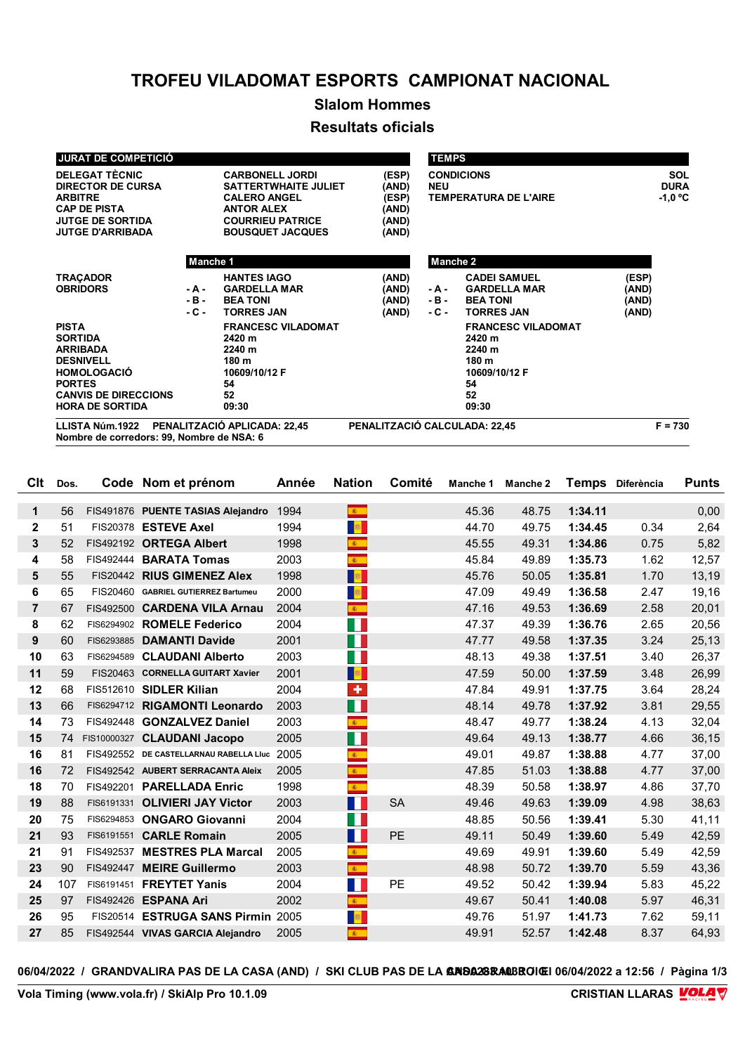# TROFEU VILADOMAT ESPORTS CAMPIONAT NACIONAL

## Slalom Hommes

## Resultats oficials

| JURAT DE COMPETICIÓ | | |
|---|---|---|
| DELEGAT TÈCNIC | CARBONELL JORDI | (ESP) |
| DIRECTOR DE CURSA | SATTERTWHAITE JULIET | (AND) |
| ARBITRE | CALERO ANGEL | (ESP) |
| CAP DE PISTA | ANTOR ALEX | (AND) |
| JUTGE DE SORTIDA | COURRIEU PATRICE | (AND) |
| JUTGE D'ARRIBADA | BOUSQUET JACQUES | (AND) |

| TEMPS | |
|---|---|
| CONDICIONS | SOL |
| NEU | DURA |
| TEMPERATURA DE L'AIRE | -1,0 ºC |

| | Manche 1 | | | Manche 2 | |
|---|---|---|---|---|---|
| TRAÇADOR | | HANTES IAGO (AND) | | | CADEI SAMUEL (ESP) |
| OBRIDORS | - A - | GARDELLA MAR (AND) | | - A - | GARDELLA MAR (AND) |
| | - B - | BEA TONI (AND) | | - B - | BEA TONI (AND) |
| | - C - | TORRES JAN (AND) | | - C - | TORRES JAN (AND) |
| PISTA | | FRANCESC VILADOMAT | | | FRANCESC VILADOMAT |
| SORTIDA | | 2420 m | | | 2420 m |
| ARRIBADA | | 2240 m | | | 2240 m |
| DESNIVELL | | 180 m | | | 180 m |
| HOMOLOGACIÓ | | 10609/10/12 F | | | 10609/10/12 F |
| PORTES | | 54 | | | 54 |
| CANVIS DE DIRECCIONS | | 52 | | | 52 |
| HORA DE SORTIDA | | 09:30 | | | 09:30 |

LLISTA Núm.1922 PENALITZACIÓ APLICADA: 22,45 PENALITZACIÓ CALCULADA: 22,45 F = 730
Nombre de corredors: 99, Nombre de NSA: 6

| Clt | Dos. | Code | Nom et prénom | Année | Nation | Comité | Manche 1 | Manche 2 | Temps | Diferència | Punts |
|---|---|---|---|---|---|---|---|---|---|---|---|
| 1 | 56 | FIS491876 | PUENTE TASIAS Alejandro | 1994 | | | 45.36 | 48.75 | 1:34.11 | | 0,00 |
| 2 | 51 | FIS20378 | ESTEVE Axel | 1994 | | | 44.70 | 49.75 | 1:34.45 | 0.34 | 2,64 |
| 3 | 52 | FIS492192 | ORTEGA Albert | 1998 | | | 45.55 | 49.31 | 1:34.86 | 0.75 | 5,82 |
| 4 | 58 | FIS492444 | BARATA Tomas | 2003 | | | 45.84 | 49.89 | 1:35.73 | 1.62 | 12,57 |
| 5 | 55 | FIS20442 | RIUS GIMENEZ Alex | 1998 | | | 45.76 | 50.05 | 1:35.81 | 1.70 | 13,19 |
| 6 | 65 | FIS20460 | GABRIEL GUTIERREZ Bartumeu | 2000 | | | 47.09 | 49.49 | 1:36.58 | 2.47 | 19,16 |
| 7 | 67 | FIS492500 | CARDENA VILA Arnau | 2004 | | | 47.16 | 49.53 | 1:36.69 | 2.58 | 20,01 |
| 8 | 62 | FIS6294902 | ROMELE Federico | 2004 | | | 47.37 | 49.39 | 1:36.76 | 2.65 | 20,56 |
| 9 | 60 | FIS6293885 | DAMANTI Davide | 2001 | | | 47.77 | 49.58 | 1:37.35 | 3.24 | 25,13 |
| 10 | 63 | FIS6294589 | CLAUDANI Alberto | 2003 | | | 48.13 | 49.38 | 1:37.51 | 3.40 | 26,37 |
| 11 | 59 | FIS20463 | CORNELLA GUITART Xavier | 2001 | | | 47.59 | 50.00 | 1:37.59 | 3.48 | 26,99 |
| 12 | 68 | FIS512610 | SIDLER Kilian | 2004 | | | 47.84 | 49.91 | 1:37.75 | 3.64 | 28,24 |
| 13 | 66 | FIS6294712 | RIGAMONTI Leonardo | 2003 | | | 48.14 | 49.78 | 1:37.92 | 3.81 | 29,55 |
| 14 | 73 | FIS492448 | GONZALVEZ Daniel | 2003 | | | 48.47 | 49.77 | 1:38.24 | 4.13 | 32,04 |
| 15 | 74 | FIS10000327 | CLAUDANI Jacopo | 2005 | | | 49.64 | 49.13 | 1:38.77 | 4.66 | 36,15 |
| 16 | 81 | FIS492552 | DE CASTELLARNAU RABELLA Lluc | 2005 | | | 49.01 | 49.87 | 1:38.88 | 4.77 | 37,00 |
| 16 | 72 | FIS492542 | AUBERT SERRACANTA Aleix | 2005 | | | 47.85 | 51.03 | 1:38.88 | 4.77 | 37,00 |
| 18 | 70 | FIS492201 | PARELLADA Enric | 1998 | | | 48.39 | 50.58 | 1:38.97 | 4.86 | 37,70 |
| 19 | 88 | FIS6191331 | OLIVIERI JAY Victor | 2003 | | SA | 49.46 | 49.63 | 1:39.09 | 4.98 | 38,63 |
| 20 | 75 | FIS6294853 | ONGARO Giovanni | 2004 | | | 48.85 | 50.56 | 1:39.41 | 5.30 | 41,11 |
| 21 | 93 | FIS6191551 | CARLE Romain | 2005 | | PE | 49.11 | 50.49 | 1:39.60 | 5.49 | 42,59 |
| 21 | 91 | FIS492537 | MESTRES PLA Marcal | 2005 | | | 49.69 | 49.91 | 1:39.60 | 5.49 | 42,59 |
| 23 | 90 | FIS492447 | MEIRE Guillermo | 2003 | | | 48.98 | 50.72 | 1:39.70 | 5.59 | 43,36 |
| 24 | 107 | FIS6191451 | FREYTET Yanis | 2004 | | PE | 49.52 | 50.42 | 1:39.94 | 5.83 | 45,22 |
| 25 | 97 | FIS492426 | ESPANA Ari | 2002 | | | 49.67 | 50.41 | 1:40.08 | 5.97 | 46,31 |
| 26 | 95 | FIS20514 | ESTRUGA SANS Pirmin | 2005 | | | 49.76 | 51.97 | 1:41.73 | 7.62 | 59,11 |
| 27 | 85 | FIS492544 | VIVAS GARCIA Alejandro | 2005 | | | 49.91 | 52.57 | 1:42.48 | 8.37 | 64,93 |

06/04/2022 / GRANDVALIRA PAS DE LA CASA (AND) / SKI CLUB PAS DE LA CASA / 8ANDBROIG / 06/04/2022 a 12:56

Vola Timing (www.vola.fr) / SkiAlp Pro 10.1.09 CRISTIAN LLARAS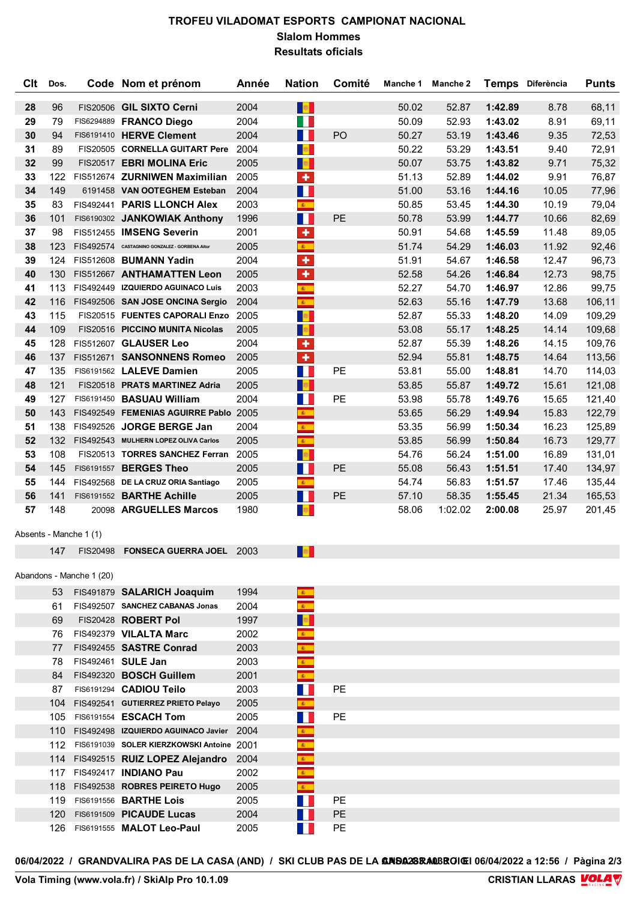# TROFEU VILADOMAT ESPORTS CAMPIONAT NACIONAL

## Slalom Hommes

## Resultats oficials

| Clt | Dos. | Code | Nom et prénom | Année | Nation | Comité | Manche 1 | Manche 2 | Temps | Diferència | Punts |
|---|---|---|---|---|---|---|---|---|---|---|---|
| 28 | 96 | FIS20506 | GIL SIXTO Cerni | 2004 | | | 50.02 | 52.87 | 1:42.89 | 8.78 | 68,11 |
| 29 | 79 | FIS6294889 | FRANCO Diego | 2004 | | | 50.09 | 52.93 | 1:43.02 | 8.91 | 69,11 |
| 30 | 94 | FIS6191410 | HERVE Clement | 2004 | | PO | 50.27 | 53.19 | 1:43.46 | 9.35 | 72,53 |
| 31 | 89 | FIS20505 | CORNELLA GUITART Pere | 2004 | | | 50.22 | 53.29 | 1:43.51 | 9.40 | 72,91 |
| 32 | 99 | FIS20517 | EBRI MOLINA Eric | 2005 | | | 50.07 | 53.75 | 1:43.82 | 9.71 | 75,32 |
| 33 | 122 | FIS512674 | ZURNIWEN Maximilian | 2005 | | | 51.13 | 52.89 | 1:44.02 | 9.91 | 76,87 |
| 34 | 149 | 6191458 | VAN OOTEGHEM Esteban | 2004 | | | 51.00 | 53.16 | 1:44.16 | 10.05 | 77,96 |
| 35 | 83 | FIS492441 | PARIS LLONCH Alex | 2003 | | | 50.85 | 53.45 | 1:44.30 | 10.19 | 79,04 |
| 36 | 101 | FIS6190302 | JANKOWIAK Anthony | 1996 | | PE | 50.78 | 53.99 | 1:44.77 | 10.66 | 82,69 |
| 37 | 98 | FIS512455 | IMSENG Severin | 2001 | | | 50.91 | 54.68 | 1:45.59 | 11.48 | 89,05 |
| 38 | 123 | FIS492574 | CASTAGNINO GONZALEZ - GORBENA Aitor | 2005 | | | 51.74 | 54.29 | 1:46.03 | 11.92 | 92,46 |
| 39 | 124 | FIS512608 | BUMANN Yadin | 2004 | | | 51.91 | 54.67 | 1:46.58 | 12.47 | 96,73 |
| 40 | 130 | FIS512667 | ANTHAMATTEN Leon | 2005 | | | 52.58 | 54.26 | 1:46.84 | 12.73 | 98,75 |
| 41 | 113 | FIS492449 | IZQUIERDO AGUINACO Luis | 2003 | | | 52.27 | 54.70 | 1:46.97 | 12.86 | 99,75 |
| 42 | 116 | FIS492506 | SAN JOSE ONCINA Sergio | 2004 | | | 52.63 | 55.16 | 1:47.79 | 13.68 | 106,11 |
| 43 | 115 | FIS20515 | FUENTES CAPORALI Enzo | 2005 | | | 52.87 | 55.33 | 1:48.20 | 14.09 | 109,29 |
| 44 | 109 | FIS20516 | PICCINO MUNITA Nicolas | 2005 | | | 53.08 | 55.17 | 1:48.25 | 14.14 | 109,68 |
| 45 | 128 | FIS512607 | GLAUSER Leo | 2004 | | | 52.87 | 55.39 | 1:48.26 | 14.15 | 109,76 |
| 46 | 137 | FIS512671 | SANSONNENS Romeo | 2005 | | | 52.94 | 55.81 | 1:48.75 | 14.64 | 113,56 |
| 47 | 135 | FIS6191562 | LALEVE Damien | 2005 | | PE | 53.81 | 55.00 | 1:48.81 | 14.70 | 114,03 |
| 48 | 121 | FIS20518 | PRATS MARTINEZ Adria | 2005 | | | 53.85 | 55.87 | 1:49.72 | 15.61 | 121,08 |
| 49 | 127 | FIS6191450 | BASUAU William | 2004 | | PE | 53.98 | 55.78 | 1:49.76 | 15.65 | 121,40 |
| 50 | 143 | FIS492549 | FEMENIAS AGUIRRE Pablo | 2005 | | | 53.65 | 56.29 | 1:49.94 | 15.83 | 122,79 |
| 51 | 138 | FIS492526 | JORGE BERGE Jan | 2004 | | | 53.35 | 56.99 | 1:50.34 | 16.23 | 125,89 |
| 52 | 132 | FIS492543 | MULHERN LOPEZ OLIVA Carlos | 2005 | | | 53.85 | 56.99 | 1:50.84 | 16.73 | 129,77 |
| 53 | 108 | FIS20513 | TORRES SANCHEZ Ferran | 2005 | | | 54.76 | 56.24 | 1:51.00 | 16.89 | 131,01 |
| 54 | 145 | FIS6191557 | BERGES Theo | 2005 | | PE | 55.08 | 56.43 | 1:51.51 | 17.40 | 134,97 |
| 55 | 144 | FIS492568 | DE LA CRUZ ORIA Santiago | 2005 | | | 54.74 | 56.83 | 1:51.57 | 17.46 | 135,44 |
| 56 | 141 | FIS6191552 | BARTHE Achille | 2005 | | PE | 57.10 | 58.35 | 1:55.45 | 21.34 | 165,53 |
| 57 | 148 | 20098 | ARGUELLES Marcos | 1980 | | | 58.06 | 1:02.02 | 2:00.08 | 25.97 | 201,45 |

Absents - Manche 1 (1)

| Dos. | Code | Nom et prénom | Année | Nation | Comité |
|---|---|---|---|---|---|
| 147 | FIS20498 | FONSECA GUERRA JOEL | 2003 | | |

Abandons - Manche 1 (20)

| Dos. | Code | Nom et prénom | Année | Nation | Comité |
|---|---|---|---|---|---|
| 53 | FIS491879 | SALARICH Joaquim | 1994 | | |
| 61 | FIS492507 | SANCHEZ CABANAS Jonas | 2004 | | |
| 69 | FIS20428 | ROBERT Pol | 1997 | | |
| 76 | FIS492379 | VILALTA Marc | 2002 | | |
| 77 | FIS492455 | SASTRE Conrad | 2003 | | |
| 78 | FIS492461 | SULE Jan | 2003 | | |
| 84 | FIS492320 | BOSCH Guillem | 2001 | | |
| 87 | FIS6191294 | CADIOU Teilo | 2003 | | PE |
| 104 | FIS492541 | GUTIERREZ PRIETO Pelayo | 2005 | | |
| 105 | FIS6191554 | ESCACH Tom | 2005 | | PE |
| 110 | FIS492498 | IZQUIERDO AGUINACO Javier | 2004 | | |
| 112 | FIS6191039 | SOLER KIERZKOWSKI Antoine | 2001 | | |
| 114 | FIS492515 | RUIZ LOPEZ Alejandro | 2004 | | |
| 117 | FIS492417 | INDIANO Pau | 2002 | | |
| 118 | FIS492538 | ROBRES PEIRETO Hugo | 2005 | | |
| 119 | FIS6191556 | BARTHE Lois | 2005 | | PE |
| 120 | FIS6191509 | PICAUDE Lucas | 2004 | | PE |
| 126 | FIS6191555 | MALOT Leo-Paul | 2005 | | PE |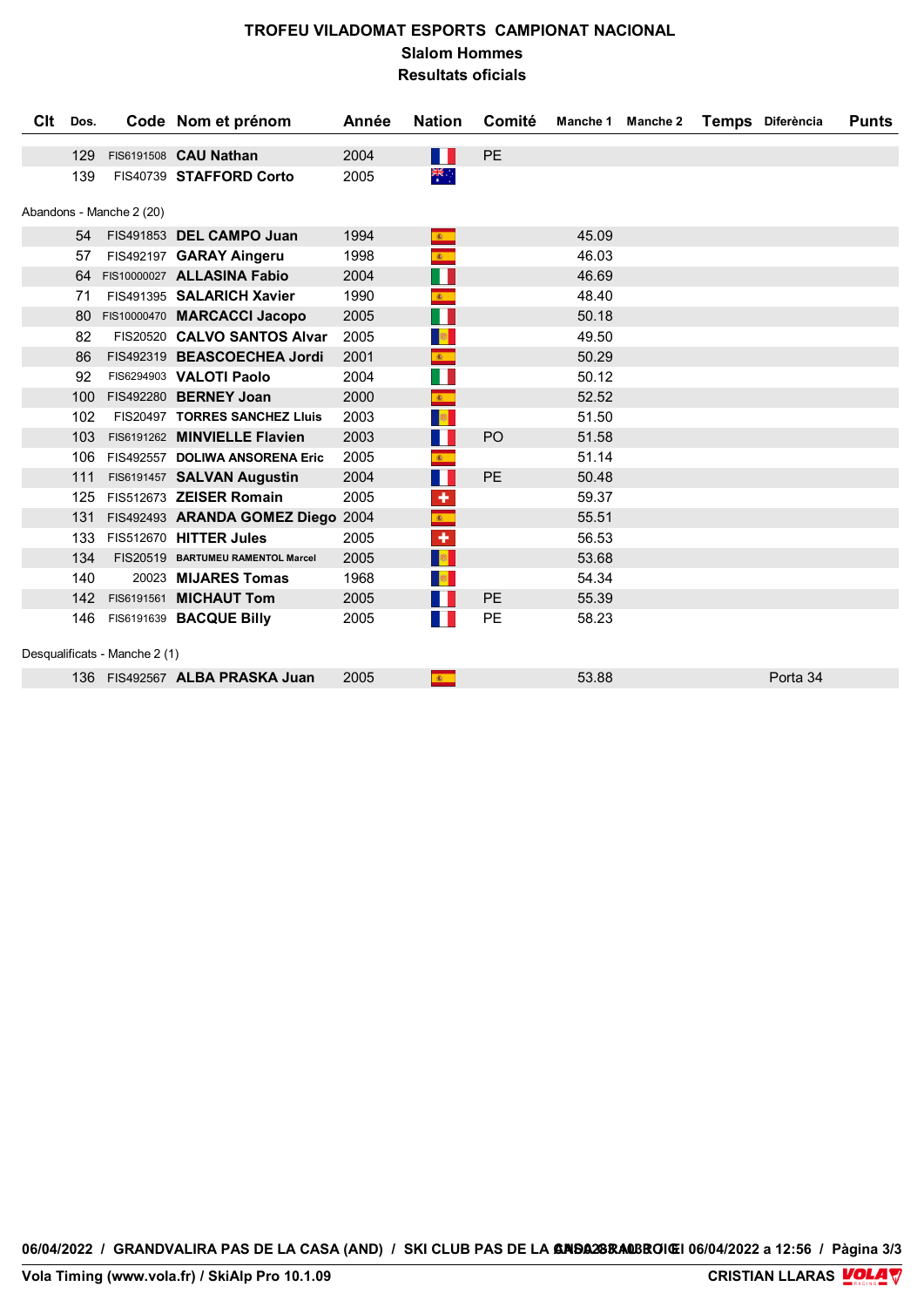# TROFEU VILADOMAT ESPORTS CAMPIONAT NACIONAL

## Slalom Hommes

## Resultats oficials

| Clt | Dos. | Code | Nom et prénom | Année | Nation | Comité | Manche 1 | Manche 2 | Temps | Diferència | Punts |
|---|---|---|---|---|---|---|---|---|---|---|---|
| | 129 | FIS6191508 | **CAU Nathan** | 2004 | | PE | | | | | |
| | 139 | FIS40739 | **STAFFORD Corto** | 2005 | | | | | | | |
| Abandons - Manche 2 (20) | | | | | | | | | | | |
| | 54 | FIS491853 | **DEL CAMPO Juan** | 1994 | | | 45.09 | | | | |
| | 57 | FIS492197 | **GARAY Aingeru** | 1998 | | | 46.03 | | | | |
| | 64 | FIS10000027 | **ALLASINA Fabio** | 2004 | | | 46.69 | | | | |
| | 71 | FIS491395 | **SALARICH Xavier** | 1990 | | | 48.40 | | | | |
| | 80 | FIS10000470 | **MARCACCI Jacopo** | 2005 | | | 50.18 | | | | |
| | 82 | FIS20520 | **CALVO SANTOS Alvar** | 2005 | | | 49.50 | | | | |
| | 86 | FIS492319 | **BEASCOECHEA Jordi** | 2001 | | | 50.29 | | | | |
| | 92 | FIS6294903 | **VALOTI Paolo** | 2004 | | | 50.12 | | | | |
| | 100 | FIS492280 | **BERNEY Joan** | 2000 | | | 52.52 | | | | |
| | 102 | FIS20497 | **TORRES SANCHEZ Lluis** | 2003 | | | 51.50 | | | | |
| | 103 | FIS6191262 | **MINVIELLE Flavien** | 2003 | | PO | 51.58 | | | | |
| | 106 | FIS492557 | **DOLIWA ANSORENA Eric** | 2005 | | | 51.14 | | | | |
| | 111 | FIS6191457 | **SALVAN Augustin** | 2004 | | PE | 50.48 | | | | |
| | 125 | FIS512673 | **ZEISER Romain** | 2005 | | | 59.37 | | | | |
| | 131 | FIS492493 | **ARANDA GOMEZ Diego** | 2004 | | | 55.51 | | | | |
| | 133 | FIS512670 | **HITTER Jules** | 2005 | | | 56.53 | | | | |
| | 134 | FIS20519 | **BARTUMEU RAMENTOL Marcel** | 2005 | | | 53.68 | | | | |
| | 140 | 20023 | **MIJARES Tomas** | 1968 | | | 54.34 | | | | |
| | 142 | FIS6191561 | **MICHAUT Tom** | 2005 | | PE | 55.39 | | | | |
| | 146 | FIS6191639 | **BACQUE Billy** | 2005 | | PE | 58.23 | | | | |
| Desqualificats - Manche 2 (1) | | | | | | | | | | | |
| | 136 | FIS492567 | **ALBA PRASKA Juan** | 2005 | | | 53.88 | | | Porta 34 | |